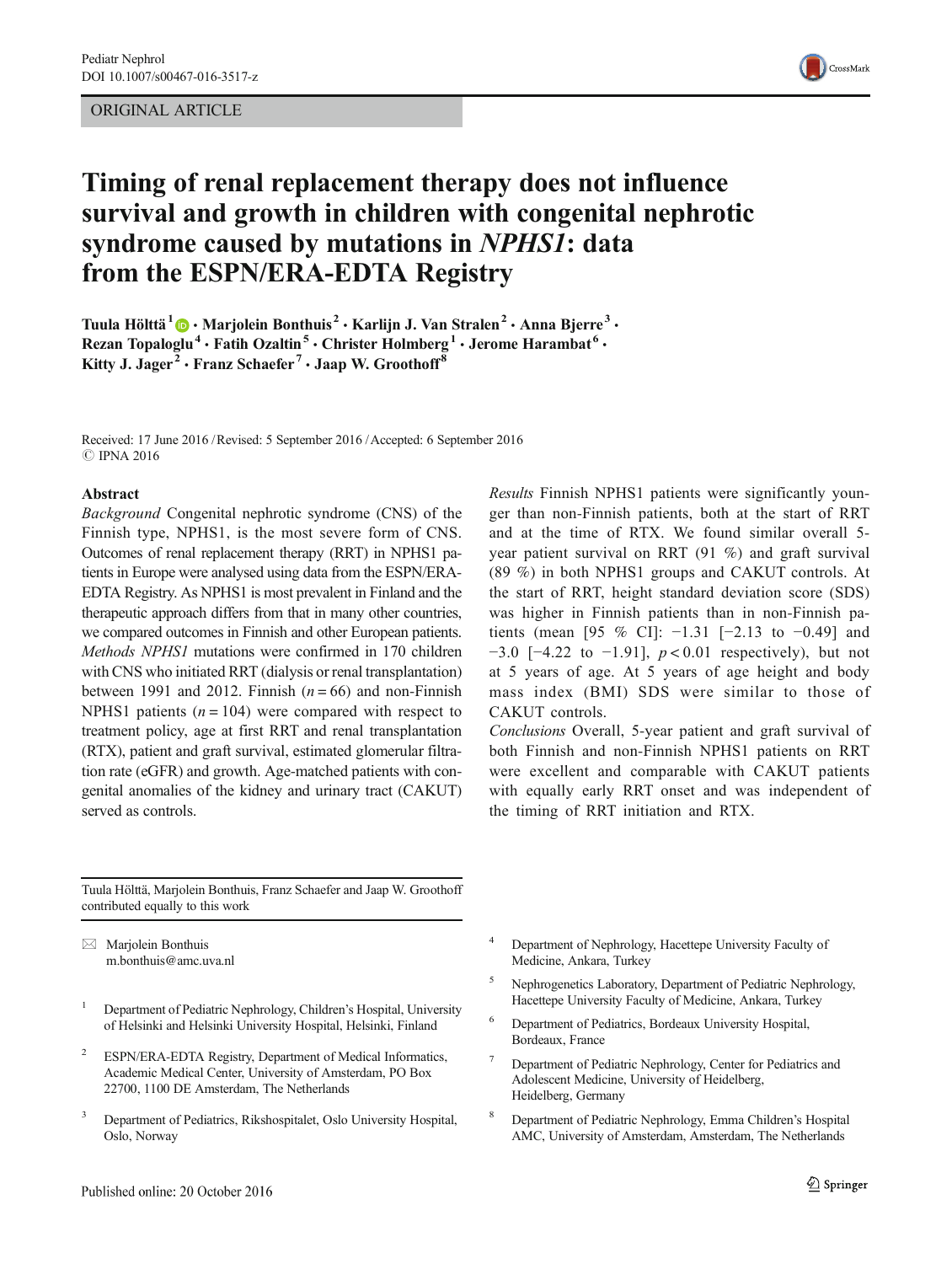ORIGINAL ARTICLE

# Timing of renal replacement therapy does not influence survival and growth in children with congenital nephrotic syndrome caused by mutations in *NPHS1*: data from the ESPN/ERA-EDTA Registry

Tuula Hölttä[1] · Marjolein Bonthuis[2] · Karlijn J. Van Stralen[2] · Anna Bjerre[3] · Rezan Topaloglu[4] · Fatih Ozaltin[5] · Christer Holmberg[1] · Jerome Harambat[6] · Kitty J. Jager[2] · Franz Schaefer[7] · Jaap W. Groothoff[8]

Received: 17 June 2016 / Revised: 5 September 2016 / Accepted: 6 September 2016
© IPNA 2016

## Abstract

*Background* Congenital nephrotic syndrome (CNS) of the Finnish type, NPHS1, is the most severe form of CNS. Outcomes of renal replacement therapy (RRT) in NPHS1 patients in Europe were analysed using data from the ESPN/ERA-EDTA Registry. As NPHS1 is most prevalent in Finland and the therapeutic approach differs from that in many other countries, we compared outcomes in Finnish and other European patients.

*Methods* *NPHS1* mutations were confirmed in 170 children with CNS who initiated RRT (dialysis or renal transplantation) between 1991 and 2012. Finnish ($n = 66$) and non-Finnish NPHS1 patients ($n = 104$) were compared with respect to treatment policy, age at first RRT and renal transplantation (RTX), patient and graft survival, estimated glomerular filtration rate (eGFR) and growth. Age-matched patients with congenital anomalies of the kidney and urinary tract (CAKUT) served as controls.

*Results* Finnish NPHS1 patients were significantly younger than non-Finnish patients, both at the start of RRT and at the time of RTX. We found similar overall 5-year patient survival on RRT (91 %) and graft survival (89 %) in both NPHS1 groups and CAKUT controls. At the start of RRT, height standard deviation score (SDS) was higher in Finnish patients than in non-Finnish patients (mean [95 % CI]: −1.31 [−2.13 to −0.49] and −3.0 [−4.22 to −1.91], $p < 0.01$ respectively), but not at 5 years of age. At 5 years of age height and body mass index (BMI) SDS were similar to those of CAKUT controls.

*Conclusions* Overall, 5-year patient and graft survival of both Finnish and non-Finnish NPHS1 patients on RRT were excellent and comparable with CAKUT patients with equally early RRT onset and was independent of the timing of RRT initiation and RTX.

Tuula Hölttä, Marjolein Bonthuis, Franz Schaefer and Jaap W. Groothoff contributed equally to this work

✉ Marjolein Bonthuis
m.bonthuis@amc.uva.nl

[1] Department of Pediatric Nephrology, Children's Hospital, University of Helsinki and Helsinki University Hospital, Helsinki, Finland

[2] ESPN/ERA-EDTA Registry, Department of Medical Informatics, Academic Medical Center, University of Amsterdam, PO Box 22700, 1100 DE Amsterdam, The Netherlands

[3] Department of Pediatrics, Rikshospitalet, Oslo University Hospital, Oslo, Norway

[4] Department of Nephrology, Hacettepe University Faculty of Medicine, Ankara, Turkey

[5] Nephrogenetics Laboratory, Department of Pediatric Nephrology, Hacettepe University Faculty of Medicine, Ankara, Turkey

[6] Department of Pediatrics, Bordeaux University Hospital, Bordeaux, France

[7] Department of Pediatric Nephrology, Center for Pediatrics and Adolescent Medicine, University of Heidelberg, Heidelberg, Germany

[8] Department of Pediatric Nephrology, Emma Children's Hospital AMC, University of Amsterdam, Amsterdam, The Netherlands

Published online: 20 October 2016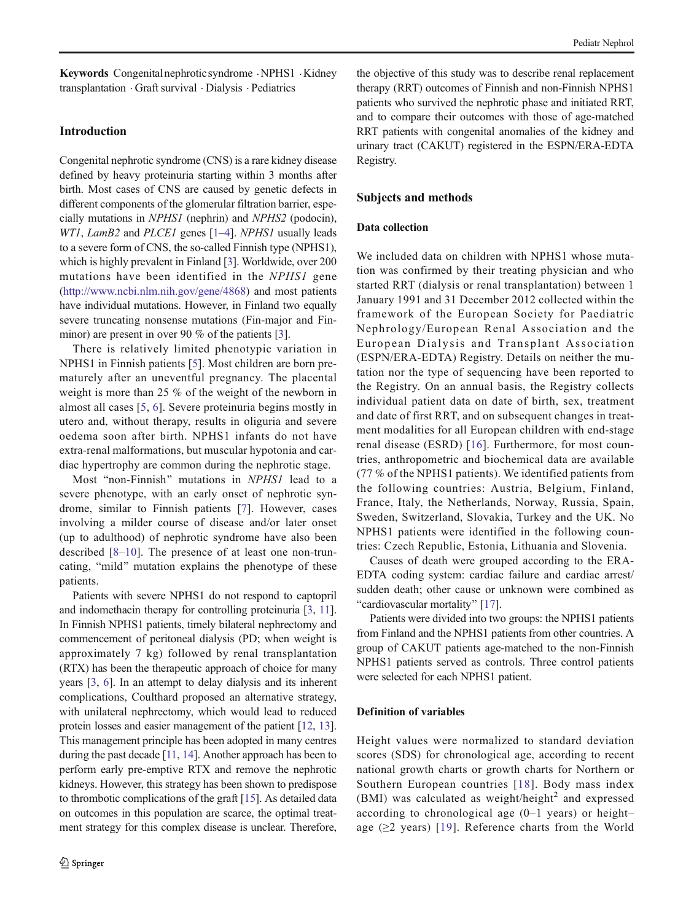**Keywords** Congenital nephrotic syndrome · NPHS1 · Kidney transplantation · Graft survival · Dialysis · Pediatrics

## Introduction

Congenital nephrotic syndrome (CNS) is a rare kidney disease defined by heavy proteinuria starting within 3 months after birth. Most cases of CNS are caused by genetic defects in different components of the glomerular filtration barrier, especially mutations in *NPHS1* (nephrin) and *NPHS2* (podocin), *WT1*, *LamB2* and *PLCE1* genes [1–4]. *NPHS1* usually leads to a severe form of CNS, the so-called Finnish type (NPHS1), which is highly prevalent in Finland [3]. Worldwide, over 200 mutations have been identified in the *NPHS1* gene (http://www.ncbi.nlm.nih.gov/gene/4868) and most patients have individual mutations. However, in Finland two equally severe truncating nonsense mutations (Fin-major and Fin-minor) are present in over 90 % of the patients [3].

There is relatively limited phenotypic variation in NPHS1 in Finnish patients [5]. Most children are born prematurely after an uneventful pregnancy. The placental weight is more than 25 % of the weight of the newborn in almost all cases [5, 6]. Severe proteinuria begins mostly in utero and, without therapy, results in oliguria and severe oedema soon after birth. NPHS1 infants do not have extra-renal malformations, but muscular hypotonia and cardiac hypertrophy are common during the nephrotic stage.

Most "non-Finnish" mutations in *NPHS1* lead to a severe phenotype, with an early onset of nephrotic syndrome, similar to Finnish patients [7]. However, cases involving a milder course of disease and/or later onset (up to adulthood) of nephrotic syndrome have also been described [8–10]. The presence of at least one non-truncating, "mild" mutation explains the phenotype of these patients.

Patients with severe NPHS1 do not respond to captopril and indomethacin therapy for controlling proteinuria [3, 11]. In Finnish NPHS1 patients, timely bilateral nephrectomy and commencement of peritoneal dialysis (PD; when weight is approximately 7 kg) followed by renal transplantation (RTX) has been the therapeutic approach of choice for many years [3, 6]. In an attempt to delay dialysis and its inherent complications, Coulthard proposed an alternative strategy, with unilateral nephrectomy, which would lead to reduced protein losses and easier management of the patient [12, 13]. This management principle has been adopted in many centres during the past decade [11, 14]. Another approach has been to perform early pre-emptive RTX and remove the nephrotic kidneys. However, this strategy has been shown to predispose to thrombotic complications of the graft [15]. As detailed data on outcomes in this population are scarce, the optimal treatment strategy for this complex disease is unclear. Therefore, the objective of this study was to describe renal replacement therapy (RRT) outcomes of Finnish and non-Finnish NPHS1 patients who survived the nephrotic phase and initiated RRT, and to compare their outcomes with those of age-matched RRT patients with congenital anomalies of the kidney and urinary tract (CAKUT) registered in the ESPN/ERA-EDTA Registry.

## Subjects and methods

### Data collection

We included data on children with NPHS1 whose mutation was confirmed by their treating physician and who started RRT (dialysis or renal transplantation) between 1 January 1991 and 31 December 2012 collected within the framework of the European Society for Paediatric Nephrology/European Renal Association and the European Dialysis and Transplant Association (ESPN/ERA-EDTA) Registry. Details on neither the mutation nor the type of sequencing have been reported to the Registry. On an annual basis, the Registry collects individual patient data on date of birth, sex, treatment and date of first RRT, and on subsequent changes in treatment modalities for all European children with end-stage renal disease (ESRD) [16]. Furthermore, for most countries, anthropometric and biochemical data are available (77 % of the NPHS1 patients). We identified patients from the following countries: Austria, Belgium, Finland, France, Italy, the Netherlands, Norway, Russia, Spain, Sweden, Switzerland, Slovakia, Turkey and the UK. No NPHS1 patients were identified in the following countries: Czech Republic, Estonia, Lithuania and Slovenia.

Causes of death were grouped according to the ERA-EDTA coding system: cardiac failure and cardiac arrest/sudden death; other cause or unknown were combined as "cardiovascular mortality" [17].

Patients were divided into two groups: the NPHS1 patients from Finland and the NPHS1 patients from other countries. A group of CAKUT patients age-matched to the non-Finnish NPHS1 patients served as controls. Three control patients were selected for each NPHS1 patient.

### Definition of variables

Height values were normalized to standard deviation scores (SDS) for chronological age, according to recent national growth charts or growth charts for Northern or Southern European countries [18]. Body mass index (BMI) was calculated as weight/height$^2$ and expressed according to chronological age (0–1 years) or height–age (≥2 years) [19]. Reference charts from the World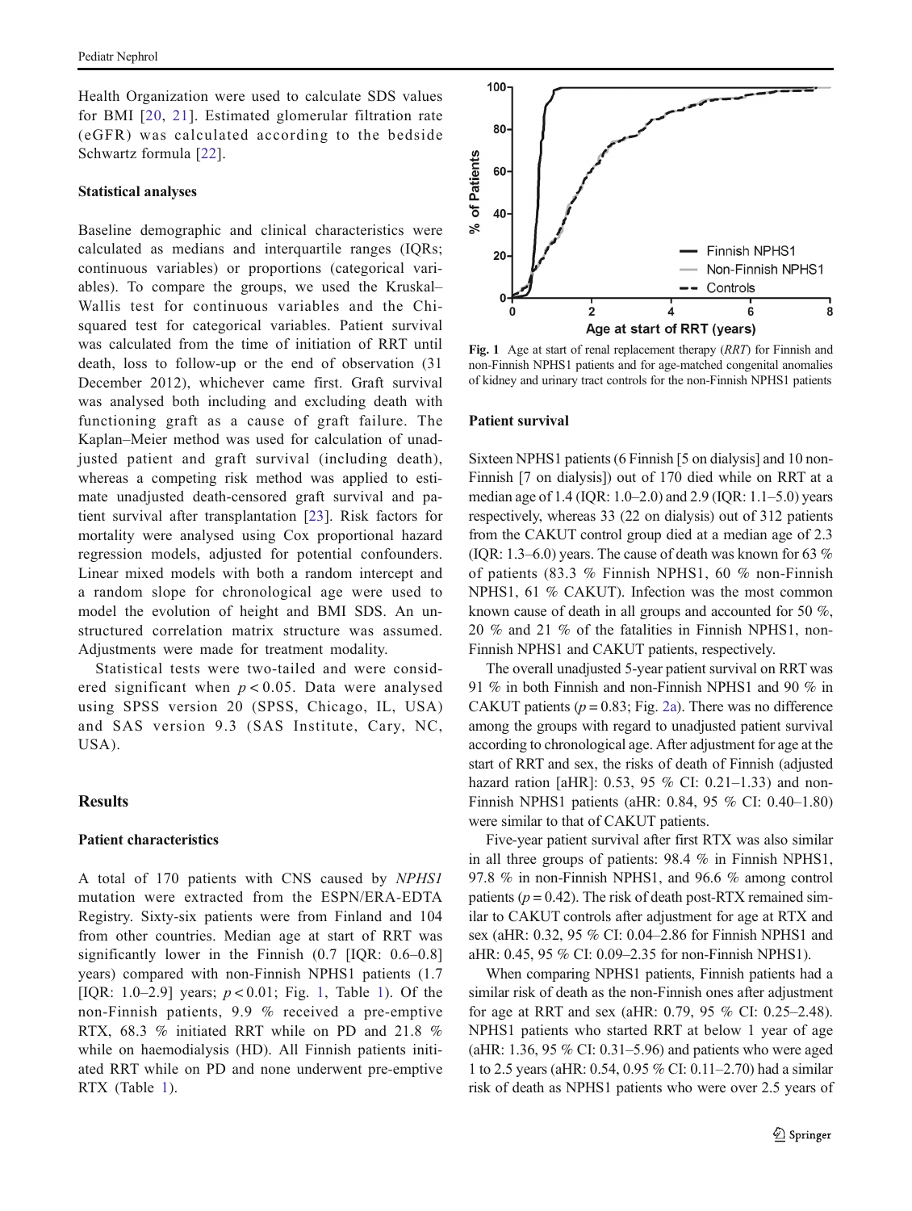Health Organization were used to calculate SDS values for BMI [20, 21]. Estimated glomerular filtration rate (eGFR) was calculated according to the bedside Schwartz formula [22].

### Statistical analyses

Baseline demographic and clinical characteristics were calculated as medians and interquartile ranges (IQRs; continuous variables) or proportions (categorical variables). To compare the groups, we used the Kruskal–Wallis test for continuous variables and the Chi-squared test for categorical variables. Patient survival was calculated from the time of initiation of RRT until death, loss to follow-up or the end of observation (31 December 2012), whichever came first. Graft survival was analysed both including and excluding death with functioning graft as a cause of graft failure. The Kaplan–Meier method was used for calculation of unadjusted patient and graft survival (including death), whereas a competing risk method was applied to estimate unadjusted death-censored graft survival and patient survival after transplantation [23]. Risk factors for mortality were analysed using Cox proportional hazard regression models, adjusted for potential confounders. Linear mixed models with both a random intercept and a random slope for chronological age were used to model the evolution of height and BMI SDS. An unstructured correlation matrix structure was assumed. Adjustments were made for treatment modality.

Statistical tests were two-tailed and were considered significant when $p < 0.05$. Data were analysed using SPSS version 20 (SPSS, Chicago, IL, USA) and SAS version 9.3 (SAS Institute, Cary, NC, USA).

## Results

### Patient characteristics

A total of 170 patients with CNS caused by *NPHS1* mutation were extracted from the ESPN/ERA-EDTA Registry. Sixty-six patients were from Finland and 104 from other countries. Median age at start of RRT was significantly lower in the Finnish (0.7 [IQR: 0.6–0.8] years) compared with non-Finnish NPHS1 patients (1.7 [IQR: 1.0–2.9] years; $p < 0.01$; Fig. 1, Table 1). Of the non-Finnish patients, 9.9 % received a pre-emptive RTX, 68.3 % initiated RRT while on PD and 21.8 % while on haemodialysis (HD). All Finnish patients initiated RRT while on PD and none underwent pre-emptive RTX (Table 1).

**Fig. 1** Age at start of renal replacement therapy (*RRT*) for Finnish and non-Finnish NPHS1 patients and for age-matched congenital anomalies of kidney and urinary tract controls for the non-Finnish NPHS1 patients

### Patient survival

Sixteen NPHS1 patients (6 Finnish [5 on dialysis] and 10 non-Finnish [7 on dialysis]) out of 170 died while on RRT at a median age of 1.4 (IQR: 1.0–2.0) and 2.9 (IQR: 1.1–5.0) years respectively, whereas 33 (22 on dialysis) out of 312 patients from the CAKUT control group died at a median age of 2.3 (IQR: 1.3–6.0) years. The cause of death was known for 63 % of patients (83.3 % Finnish NPHS1, 60 % non-Finnish NPHS1, 61 % CAKUT). Infection was the most common known cause of death in all groups and accounted for 50 %, 20 % and 21 % of the fatalities in Finnish NPHS1, non-Finnish NPHS1 and CAKUT patients, respectively.

The overall unadjusted 5-year patient survival on RRT was 91 % in both Finnish and non-Finnish NPHS1 and 90 % in CAKUT patients ($p = 0.83$; Fig. 2a). There was no difference among the groups with regard to unadjusted patient survival according to chronological age. After adjustment for age at the start of RRT and sex, the risks of death of Finnish (adjusted hazard ration [aHR]: 0.53, 95 % CI: 0.21–1.33) and non-Finnish NPHS1 patients (aHR: 0.84, 95 % CI: 0.40–1.80) were similar to that of CAKUT patients.

Five-year patient survival after first RTX was also similar in all three groups of patients: 98.4 % in Finnish NPHS1, 97.8 % in non-Finnish NPHS1, and 96.6 % among control patients ($p = 0.42$). The risk of death post-RTX remained similar to CAKUT controls after adjustment for age at RTX and sex (aHR: 0.32, 95 % CI: 0.04–2.86 for Finnish NPHS1 and aHR: 0.45, 95 % CI: 0.09–2.35 for non-Finnish NPHS1).

When comparing NPHS1 patients, Finnish patients had a similar risk of death as the non-Finnish ones after adjustment for age at RRT and sex (aHR: 0.79, 95 % CI: 0.25–2.48). NPHS1 patients who started RRT at below 1 year of age (aHR: 1.36, 95 % CI: 0.31–5.96) and patients who were aged 1 to 2.5 years (aHR: 0.54, 0.95 % CI: 0.11–2.70) had a similar risk of death as NPHS1 patients who were over 2.5 years of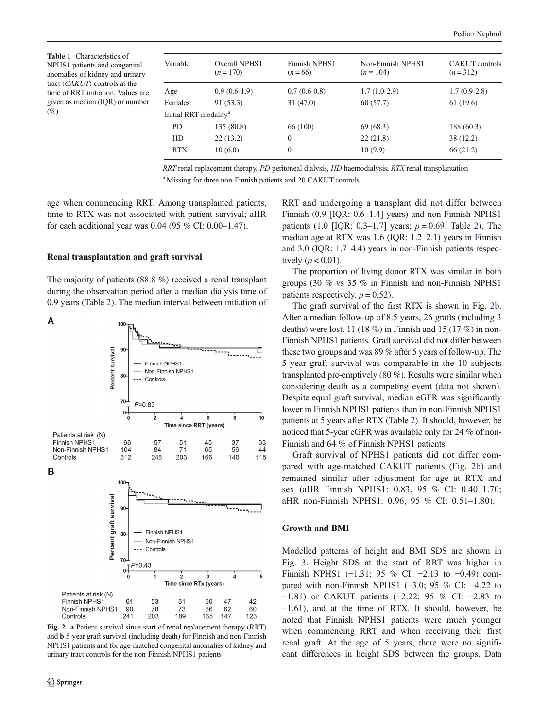**Table 1** Characteristics of NPHS1 patients and congenital anomalies of kidney and urinary tract (*CAKUT*) controls at the time of RRT initiation. Values are given as median (IQR) or number (%)

| Variable | Overall NPHS1 (n = 170) | Finnish NPHS1 (n = 66) | Non-Finnish NPHS1 (n = 104) | CAKUT controls (n = 312) |
|---|---|---|---|---|
| Age | 0.9 (0.6-1.9) | 0.7 (0.6-0.8) | 1.7 (1.0-2.9) | 1.7 (0.9-2.8) |
| Females | 91 (53.3) | 31 (47.0) | 60 (57.7) | 61 (19.6) |
| Initial RRT modality[a] | | | | |
| PD | 135 (80.8) | 66 (100) | 69 (68.3) | 188 (60.3) |
| HD | 22 (13.2) | 0 | 22 (21.8) | 38 (12.2) |
| RTX | 10 (6.0) | 0 | 10 (9.9) | 66 (21.2) |

*RRT* renal replacement therapy, *PD* peritoneal dialysis, *HD* haemodialysis, *RTX* renal transplantation

[a] Missing for three non-Finnish patients and 20 CAKUT controls

age when commencing RRT. Among transplanted patients, time to RTX was not associated with patient survival; aHR for each additional year was 0.04 (95 % CI: 0.00–1.47).

### Renal transplantation and graft survival

The majority of patients (88.8 %) received a renal transplant during the observation period after a median dialysis time of 0.9 years (Table 2). The median interval between initiation of RRT and undergoing a transplant did not differ between Finnish (0.9 [IQR: 0.6–1.4] years) and non-Finnish NPHS1 patients (1.0 [IQR: 0.3–1.7] years; $p = 0.69$; Table 2). The median age at RTX was 1.6 (IQR: 1.2–2.1) years in Finnish and 3.0 (IQR: 1.7–4.4) years in non-Finnish patients respectively ($p < 0.01$).

The proportion of living donor RTX was similar in both groups (30 % vs 35 % in Finnish and non-Finnish NPHS1 patients respectively, $p = 0.52$).

The graft survival of the first RTX is shown in Fig. 2b. After a median follow-up of 8.5 years, 26 grafts (including 3 deaths) were lost, 11 (18 %) in Finnish and 15 (17 %) in non-Finnish NPHS1 patients. Graft survival did not differ between these two groups and was 89 % after 5 years of follow-up. The 5-year graft survival was comparable in the 10 subjects transplanted pre-emptively (80 %). Results were similar when considering death as a competing event (data not shown). Despite equal graft survival, median eGFR was significantly lower in Finnish NPHS1 patients than in non-Finnish NPHS1 patients at 5 years after RTX (Table 2). It should, however, be noticed that 5-year eGFR was available only for 24 % of non-Finnish and 64 % of Finnish NPHS1 patients.

Graft survival of NPHS1 patients did not differ compared with age-matched CAKUT patients (Fig. 2b) and remained similar after adjustment for age at RTX and sex (aHR Finnish NPHS1: 0.83, 95 % CI: 0.40–1.70; aHR non-Finnish NPHS1: 0.96, 95 % CI: 0.51–1.80).

**Fig. 2** **a** Patient survival since start of renal replacement therapy (RRT) and **b** 5-year graft survival (including death) for Finnish and non-Finnish NPHS1 patients and for age-matched congenital anomalies of kidney and urinary tract controls for the non-Finnish NPHS1 patients

### Growth and BMI

Modelled patterns of height and BMI SDS are shown in Fig. 3. Height SDS at the start of RRT was higher in Finnish NPHS1 (−1.31; 95 % CI: −2.13 to −0.49) compared with non-Finnish NPHS1 (−3.0; 95 % CI: −4.22 to −1.81) or CAKUT patients (−2.22; 95 % CI: −2.83 to −1.61), and at the time of RTX. It should, however, be noted that Finnish NPHS1 patients were much younger when commencing RRT and when receiving their first renal graft. At the age of 5 years, there were no significant differences in height SDS between the groups. Data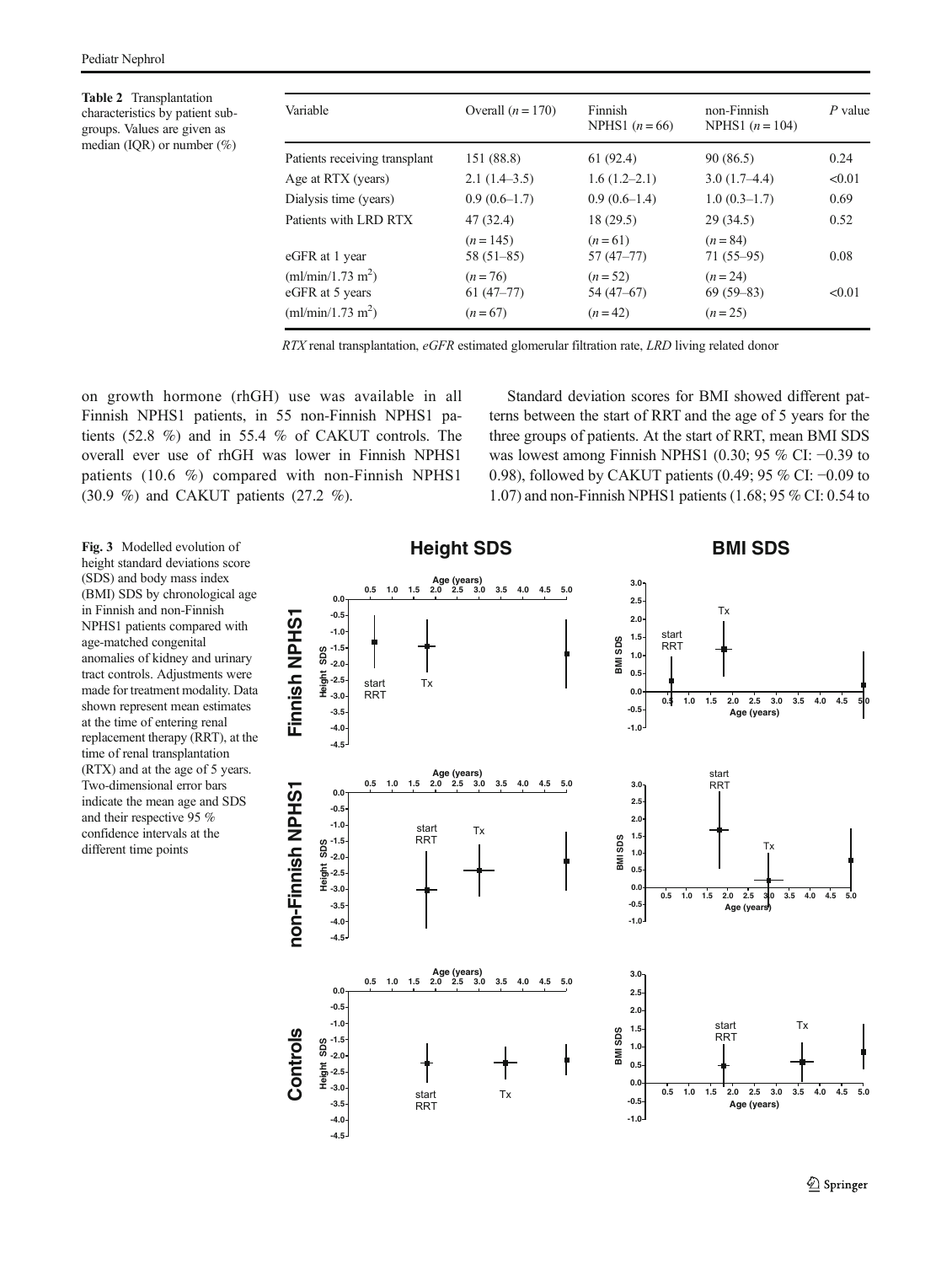**Table 2** Transplantation characteristics by patient subgroups. Values are given as median (IQR) or number (%)

| Variable | Overall ($n = 170$) | Finnish NPHS1 ($n = 66$) | non-Finnish NPHS1 ($n = 104$) | $P$ value |
|---|---|---|---|---|
| Patients receiving transplant | 151 (88.8) | 61 (92.4) | 90 (86.5) | 0.24 |
| Age at RTX (years) | 2.1 (1.4–3.5) | 1.6 (1.2–2.1) | 3.0 (1.7–4.4) | <0.01 |
| Dialysis time (years) | 0.9 (0.6–1.7) | 0.9 (0.6–1.4) | 1.0 (0.3–1.7) | 0.69 |
| Patients with LRD RTX | 47 (32.4) | 18 (29.5) | 29 (34.5) | 0.52 |
| | ($n = 145$) | ($n = 61$) | ($n = 84$) | |
| eGFR at 1 year (ml/min/1.73 m$^2$) | 58 (51–85) ($n = 76$) | 57 (47–77) ($n = 52$) | 71 (55–95) ($n = 24$) | 0.08 |
| eGFR at 5 years (ml/min/1.73 m$^2$) | 61 (47–77) ($n = 67$) | 54 (47–67) ($n = 42$) | 69 (59–83) ($n = 25$) | <0.01 |

*RTX* renal transplantation, *eGFR* estimated glomerular filtration rate, *LRD* living related donor

on growth hormone (rhGH) use was available in all Finnish NPHS1 patients, in 55 non-Finnish NPHS1 patients (52.8 %) and in 55.4 % of CAKUT controls. The overall ever use of rhGH was lower in Finnish NPHS1 patients (10.6 %) compared with non-Finnish NPHS1 (30.9 %) and CAKUT patients (27.2 %).

Standard deviation scores for BMI showed different patterns between the start of RRT and the age of 5 years for the three groups of patients. At the start of RRT, mean BMI SDS was lowest among Finnish NPHS1 (0.30; 95 % CI: −0.39 to 0.98), followed by CAKUT patients (0.49; 95 % CI: −0.09 to 1.07) and non-Finnish NPHS1 patients (1.68; 95 % CI: 0.54 to

**Fig. 3** Modelled evolution of height standard deviations score (SDS) and body mass index (BMI) SDS by chronological age in Finnish and non-Finnish NPHS1 patients compared with age-matched congenital anomalies of kidney and urinary tract controls. Adjustments were made for treatment modality. Data shown represent mean estimates at the time of entering renal replacement therapy (RRT), at the time of renal transplantation (RTX) and at the age of 5 years. Two-dimensional error bars indicate the mean age and SDS and their respective 95 % confidence intervals at the different time points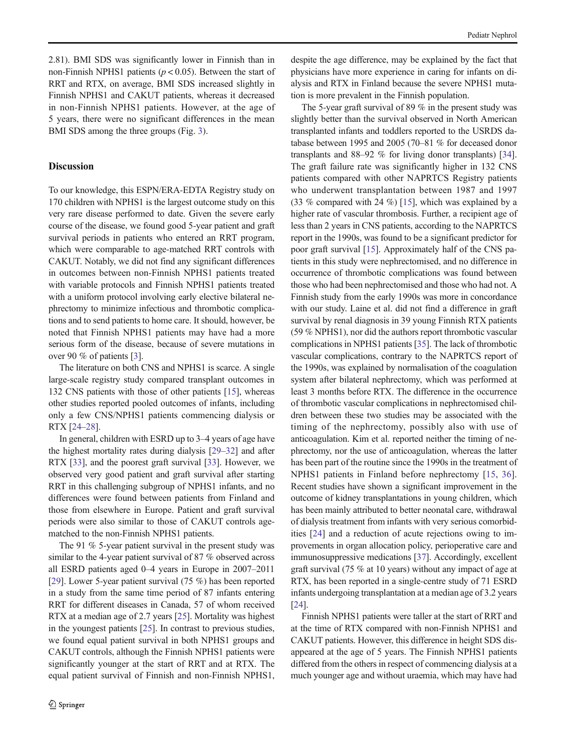2.81). BMI SDS was significantly lower in Finnish than in non-Finnish NPHS1 patients ($p < 0.05$). Between the start of RRT and RTX, on average, BMI SDS increased slightly in Finnish NPHS1 and CAKUT patients, whereas it decreased in non-Finnish NPHS1 patients. However, at the age of 5 years, there were no significant differences in the mean BMI SDS among the three groups (Fig. 3).

## Discussion

To our knowledge, this ESPN/ERA-EDTA Registry study on 170 children with NPHS1 is the largest outcome study on this very rare disease performed to date. Given the severe early course of the disease, we found good 5-year patient and graft survival periods in patients who entered an RRT program, which were comparable to age-matched RRT controls with CAKUT. Notably, we did not find any significant differences in outcomes between non-Finnish NPHS1 patients treated with variable protocols and Finnish NPHS1 patients treated with a uniform protocol involving early elective bilateral nephrectomy to minimize infectious and thrombotic complications and to send patients to home care. It should, however, be noted that Finnish NPHS1 patients may have had a more serious form of the disease, because of severe mutations in over 90 % of patients [3].

The literature on both CNS and NPHS1 is scarce. A single large-scale registry study compared transplant outcomes in 132 CNS patients with those of other patients [15], whereas other studies reported pooled outcomes of infants, including only a few CNS/NPHS1 patients commencing dialysis or RTX [24–28].

In general, children with ESRD up to 3–4 years of age have the highest mortality rates during dialysis [29–32] and after RTX [33], and the poorest graft survival [33]. However, we observed very good patient and graft survival after starting RRT in this challenging subgroup of NPHS1 infants, and no differences were found between patients from Finland and those from elsewhere in Europe. Patient and graft survival periods were also similar to those of CAKUT controls age-matched to the non-Finnish NPHS1 patients.

The 91 % 5-year patient survival in the present study was similar to the 4-year patient survival of 87 % observed across all ESRD patients aged 0–4 years in Europe in 2007–2011 [29]. Lower 5-year patient survival (75 %) has been reported in a study from the same time period of 87 infants entering RRT for different diseases in Canada, 57 of whom received RTX at a median age of 2.7 years [25]. Mortality was highest in the youngest patients [25]. In contrast to previous studies, we found equal patient survival in both NPHS1 groups and CAKUT controls, although the Finnish NPHS1 patients were significantly younger at the start of RRT and at RTX. The equal patient survival of Finnish and non-Finnish NPHS1, despite the age difference, may be explained by the fact that physicians have more experience in caring for infants on dialysis and RTX in Finland because the severe NPHS1 mutation is more prevalent in the Finnish population.

The 5-year graft survival of 89 % in the present study was slightly better than the survival observed in North American transplanted infants and toddlers reported to the USRDS database between 1995 and 2005 (70–81 % for deceased donor transplants and 88–92 % for living donor transplants) [34]. The graft failure rate was significantly higher in 132 CNS patients compared with other NAPRTCS Registry patients who underwent transplantation between 1987 and 1997 (33 % compared with 24 %) [15], which was explained by a higher rate of vascular thrombosis. Further, a recipient age of less than 2 years in CNS patients, according to the NAPRTCS report in the 1990s, was found to be a significant predictor for poor graft survival [15]. Approximately half of the CNS patients in this study were nephrectomised, and no difference in occurrence of thrombotic complications was found between those who had been nephrectomised and those who had not. A Finnish study from the early 1990s was more in concordance with our study. Laine et al. did not find a difference in graft survival by renal diagnosis in 39 young Finnish RTX patients (59 % NPHS1), nor did the authors report thrombotic vascular complications in NPHS1 patients [35]. The lack of thrombotic vascular complications, contrary to the NAPRTCS report of the 1990s, was explained by normalisation of the coagulation system after bilateral nephrectomy, which was performed at least 3 months before RTX. The difference in the occurrence of thrombotic vascular complications in nephrectomised children between these two studies may be associated with the timing of the nephrectomy, possibly also with use of anticoagulation. Kim et al. reported neither the timing of nephrectomy, nor the use of anticoagulation, whereas the latter has been part of the routine since the 1990s in the treatment of NPHS1 patients in Finland before nephrectomy [15, 36]. Recent studies have shown a significant improvement in the outcome of kidney transplantations in young children, which has been mainly attributed to better neonatal care, withdrawal of dialysis treatment from infants with very serious comorbidities [24] and a reduction of acute rejections owing to improvements in organ allocation policy, perioperative care and immunosuppressive medications [37]. Accordingly, excellent graft survival (75 % at 10 years) without any impact of age at RTX, has been reported in a single-centre study of 71 ESRD infants undergoing transplantation at a median age of 3.2 years [24].

Finnish NPHS1 patients were taller at the start of RRT and at the time of RTX compared with non-Finnish NPHS1 and CAKUT patients. However, this difference in height SDS disappeared at the age of 5 years. The Finnish NPHS1 patients differed from the others in respect of commencing dialysis at a much younger age and without uraemia, which may have had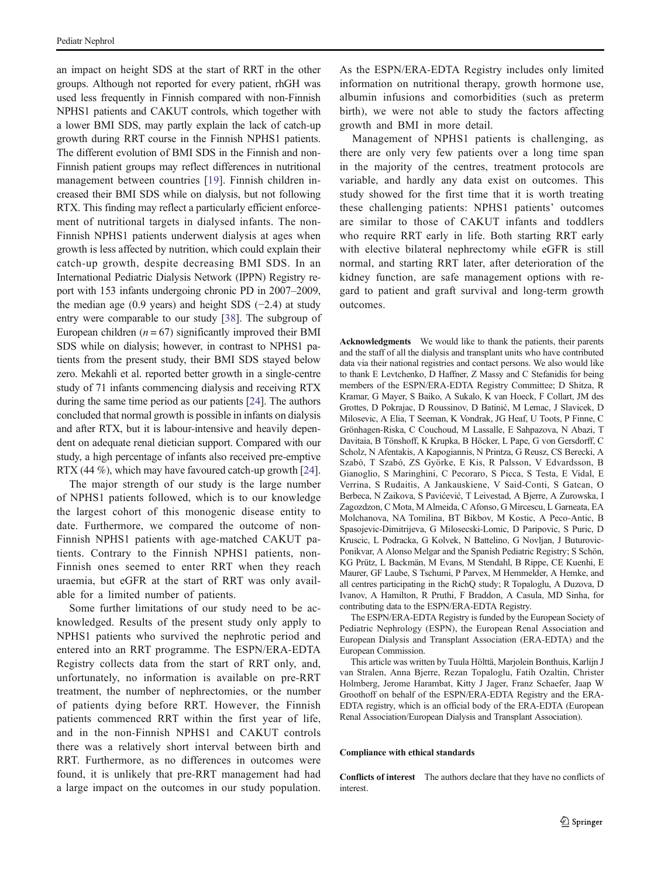an impact on height SDS at the start of RRT in the other groups. Although not reported for every patient, rhGH was used less frequently in Finnish compared with non-Finnish NPHS1 patients and CAKUT controls, which together with a lower BMI SDS, may partly explain the lack of catch-up growth during RRT course in the Finnish NPHS1 patients. The different evolution of BMI SDS in the Finnish and non-Finnish patient groups may reflect differences in nutritional management between countries [19]. Finnish children increased their BMI SDS while on dialysis, but not following RTX. This finding may reflect a particularly efficient enforcement of nutritional targets in dialysed infants. The non-Finnish NPHS1 patients underwent dialysis at ages when growth is less affected by nutrition, which could explain their catch-up growth, despite decreasing BMI SDS. In an International Pediatric Dialysis Network (IPPN) Registry report with 153 infants undergoing chronic PD in 2007–2009, the median age (0.9 years) and height SDS (−2.4) at study entry were comparable to our study [38]. The subgroup of European children ($n = 67$) significantly improved their BMI SDS while on dialysis; however, in contrast to NPHS1 patients from the present study, their BMI SDS stayed below zero. Mekahli et al. reported better growth in a single-centre study of 71 infants commencing dialysis and receiving RTX during the same time period as our patients [24]. The authors concluded that normal growth is possible in infants on dialysis and after RTX, but it is labour-intensive and heavily dependent on adequate renal dietician support. Compared with our study, a high percentage of infants also received pre-emptive RTX (44 %), which may have favoured catch-up growth [24].

The major strength of our study is the large number of NPHS1 patients followed, which is to our knowledge the largest cohort of this monogenic disease entity to date. Furthermore, we compared the outcome of non-Finnish NPHS1 patients with age-matched CAKUT patients. Contrary to the Finnish NPHS1 patients, non-Finnish ones seemed to enter RRT when they reach uraemia, but eGFR at the start of RRT was only available for a limited number of patients.

Some further limitations of our study need to be acknowledged. Results of the present study only apply to NPHS1 patients who survived the nephrotic period and entered into an RRT programme. The ESPN/ERA-EDTA Registry collects data from the start of RRT only, and, unfortunately, no information is available on pre-RRT treatment, the number of nephrectomies, or the number of patients dying before RRT. However, the Finnish patients commenced RRT within the first year of life, and in the non-Finnish NPHS1 and CAKUT controls there was a relatively short interval between birth and RRT. Furthermore, as no differences in outcomes were found, it is unlikely that pre-RRT management had had a large impact on the outcomes in our study population. As the ESPN/ERA-EDTA Registry includes only limited information on nutritional therapy, growth hormone use, albumin infusions and comorbidities (such as preterm birth), we were not able to study the factors affecting growth and BMI in more detail.

Management of NPHS1 patients is challenging, as there are only very few patients over a long time span in the majority of the centres, treatment protocols are variable, and hardly any data exist on outcomes. This study showed for the first time that it is worth treating these challenging patients: NPHS1 patients' outcomes are similar to those of CAKUT infants and toddlers who require RRT early in life. Both starting RRT early with elective bilateral nephrectomy while eGFR is still normal, and starting RRT later, after deterioration of the kidney function, are safe management options with regard to patient and graft survival and long-term growth outcomes.

**Acknowledgments** We would like to thank the patients, their parents and the staff of all the dialysis and transplant units who have contributed data via their national registries and contact persons. We also would like to thank E Levtchenko, D Haffner, Z Massy and C Stefanidis for being members of the ESPN/ERA-EDTA Registry Committee; D Shitza, R Kramar, G Mayer, S Baiko, A Sukalo, K van Hoeck, F Collart, JM des Grottes, D Pokrajac, D Roussinov, D Batinić, M Lemac, J Slavicek, D Milosevic, A Elia, T Seeman, K Vondrak, JG Heaf, U Toots, P Finne, C Grönhagen-Riska, C Couchoud, M Lassalle, E Sahpazova, N Abazi, T Davitaia, B Tönshoff, K Krupka, B Höcker, L Pape, G von Gersdorff, C Scholz, N Afentakis, A Kapogiannis, N Printza, G Reusz, CS Berecki, A Szabó, T Szabó, ZS Györke, E Kis, R Palsson, V Edvardsson, B Gianoglio, S Maringhini, C Pecoraro, S Picca, S Testa, E Vidal, E Verrina, S Rudaitis, A Jankauskiene, V Said-Conti, S Gatcan, O Berbeca, N Zaikova, S Pavićević, T Leivestad, A Bjerre, A Zurowska, I Zagozdzon, C Mota, M Almeida, C Afonso, G Mircescu, L Garneata, EA Molchanova, NA Tomilina, BT Bikbov, M Kostic, A Peco-Antic, B Spasojevic-Dimitrijeva, G Miloseski-Lomic, D Paripovic, S Puric, D Kruscic, L Podracka, G Kolvek, N Battelino, G Novljan, J Buturovic-Ponikvar, A Alonso Melgar and the Spanish Pediatric Registry; S Schön, KG Prütz, L Backmän, M Evans, M Stendahl, B Rippe, CE Kuenhi, E Maurer, GF Laube, S Tschumi, P Parvex, M Hemmelder, A Hemke, and all centres participating in the RichQ study; R Topaloglu, A Duzova, D Ivanov, A Hamilton, R Pruthi, F Braddon, A Casula, MD Sinha, for contributing data to the ESPN/ERA-EDTA Registry.

The ESPN/ERA-EDTA Registry is funded by the European Society of Pediatric Nephrology (ESPN), the European Renal Association and European Dialysis and Transplant Association (ERA-EDTA) and the European Commission.

This article was written by Tuula Hölttä, Marjolein Bonthuis, Karlijn J van Stralen, Anna Bjerre, Rezan Topaloglu, Fatih Ozaltin, Christer Holmberg, Jerome Harambat, Kitty J Jager, Franz Schaefer, Jaap W Groothoff on behalf of the ESPN/ERA-EDTA Registry and the ERA-EDTA registry, which is an official body of the ERA-EDTA (European Renal Association/European Dialysis and Transplant Association).

**Compliance with ethical standards**

**Conflicts of interest** The authors declare that they have no conflicts of interest.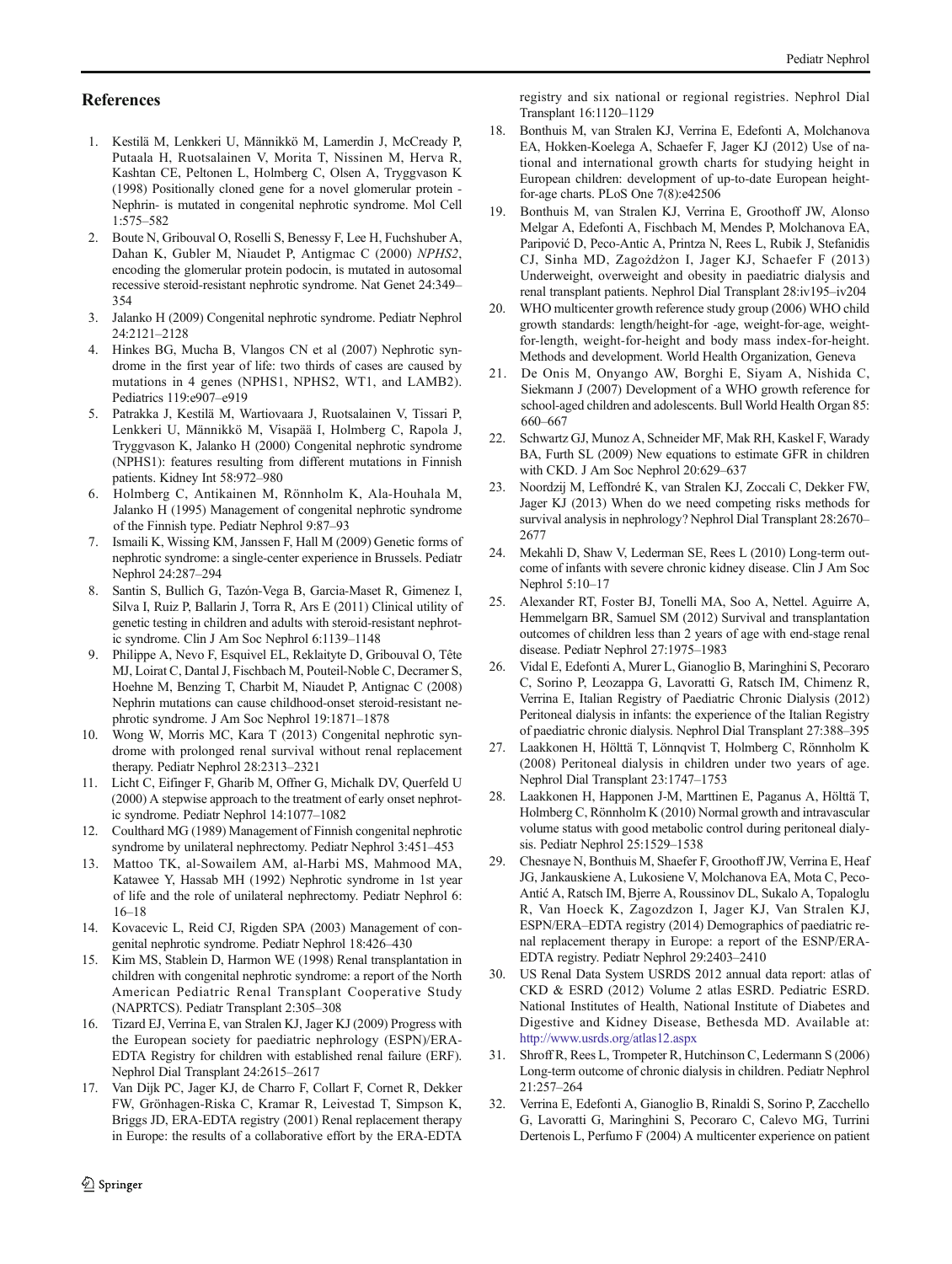## References

1. Kestilä M, Lenkkeri U, Männikkö M, Lamerdin J, McCready P, Putaala H, Ruotsalainen V, Morita T, Nissinen M, Herva R, Kashtan CE, Peltonen L, Holmberg C, Olsen A, Tryggvason K (1998) Positionally cloned gene for a novel glomerular protein - Nephrin- is mutated in congenital nephrotic syndrome. Mol Cell 1:575–582
2. Boute N, Gribouval O, Roselli S, Benessy F, Lee H, Fuchshuber A, Dahan K, Gubler M, Niaudet P, Antigmac C (2000) *NPHS2*, encoding the glomerular protein podocin, is mutated in autosomal recessive steroid-resistant nephrotic syndrome. Nat Genet 24:349–354
3. Jalanko H (2009) Congenital nephrotic syndrome. Pediatr Nephrol 24:2121–2128
4. Hinkes BG, Mucha B, Vlangos CN et al (2007) Nephrotic syndrome in the first year of life: two thirds of cases are caused by mutations in 4 genes (NPHS1, NPHS2, WT1, and LAMB2). Pediatrics 119:e907–e919
5. Patrakka J, Kestilä M, Wartiovaara J, Ruotsalainen V, Tissari P, Lenkkeri U, Männikkö M, Visapää I, Holmberg C, Rapola J, Tryggvason K, Jalanko H (2000) Congenital nephrotic syndrome (NPHS1): features resulting from different mutations in Finnish patients. Kidney Int 58:972–980
6. Holmberg C, Antikainen M, Rönnholm K, Ala-Houhala M, Jalanko H (1995) Management of congenital nephrotic syndrome of the Finnish type. Pediatr Nephrol 9:87–93
7. Ismaili K, Wissing KM, Janssen F, Hall M (2009) Genetic forms of nephrotic syndrome: a single-center experience in Brussels. Pediatr Nephrol 24:287–294
8. Santin S, Bullich G, Tazón-Vega B, Garcia-Maset R, Gimenez I, Silva I, Ruiz P, Ballarin J, Torra R, Ars E (2011) Clinical utility of genetic testing in children and adults with steroid-resistant nephrotic syndrome. Clin J Am Soc Nephrol 6:1139–1148
9. Philippe A, Nevo F, Esquivel EL, Reklaityte D, Gribouval O, Tête MJ, Loirat C, Dantal J, Fischbach M, Pouteil-Noble C, Decramer S, Hoehne M, Benzing T, Charbit M, Niaudet P, Antignac C (2008) Nephrin mutations can cause childhood-onset steroid-resistant nephrotic syndrome. J Am Soc Nephrol 19:1871–1878
10. Wong W, Morris MC, Kara T (2013) Congenital nephrotic syndrome with prolonged renal survival without renal replacement therapy. Pediatr Nephrol 28:2313–2321
11. Licht C, Eifinger F, Gharib M, Offner G, Michalk DV, Querfeld U (2000) A stepwise approach to the treatment of early onset nephrotic syndrome. Pediatr Nephrol 14:1077–1082
12. Coulthard MG (1989) Management of Finnish congenital nephrotic syndrome by unilateral nephrectomy. Pediatr Nephrol 3:451–453
13. Mattoo TK, al-Sowailem AM, al-Harbi MS, Mahmood MA, Katawee Y, Hassab MH (1992) Nephrotic syndrome in 1st year of life and the role of unilateral nephrectomy. Pediatr Nephrol 6:16–18
14. Kovacevic L, Reid CJ, Rigden SPA (2003) Management of congenital nephrotic syndrome. Pediatr Nephrol 18:426–430
15. Kim MS, Stablein D, Harmon WE (1998) Renal transplantation in children with congenital nephrotic syndrome: a report of the North American Pediatric Renal Transplant Cooperative Study (NAPRTCS). Pediatr Transplant 2:305–308
16. Tizard EJ, Verrina E, van Stralen KJ, Jager KJ (2009) Progress with the European society for paediatric nephrology (ESPN)/ERA-EDTA Registry for children with established renal failure (ERF). Nephrol Dial Transplant 24:2615–2617
17. Van Dijk PC, Jager KJ, de Charro F, Collart F, Cornet R, Dekker FW, Grönhagen-Riska C, Kramar R, Leivestad T, Simpson K, Briggs JD, ERA-EDTA registry (2001) Renal replacement therapy in Europe: the results of a collaborative effort by the ERA-EDTA registry and six national or regional registries. Nephrol Dial Transplant 16:1120–1129
18. Bonthuis M, van Stralen KJ, Verrina E, Edefonti A, Molchanova EA, Hokken-Koelega A, Schaefer F, Jager KJ (2012) Use of national and international growth charts for studying height in European children: development of up-to-date European height-for-age charts. PLoS One 7(8):e42506
19. Bonthuis M, van Stralen KJ, Verrina E, Groothoff JW, Alonso Melgar A, Edefonti A, Fischbach M, Mendes P, Molchanova EA, Paripović D, Peco-Antic A, Printza N, Rees L, Rubik J, Stefanidis CJ, Sinha MD, Zagożdżon I, Jager KJ, Schaefer F (2013) Underweight, overweight and obesity in paediatric dialysis and renal transplant patients. Nephrol Dial Transplant 28:iv195–iv204
20. WHO multicenter growth reference study group (2006) WHO child growth standards: length/height-for -age, weight-for-age, weight-for-length, weight-for-height and body mass index-for-height. Methods and development. World Health Organization, Geneva
21. De Onis M, Onyango AW, Borghi E, Siyam A, Nishida C, Siekmann J (2007) Development of a WHO growth reference for school-aged children and adolescents. Bull World Health Organ 85:660–667
22. Schwartz GJ, Munoz A, Schneider MF, Mak RH, Kaskel F, Warady BA, Furth SL (2009) New equations to estimate GFR in children with CKD. J Am Soc Nephrol 20:629–637
23. Noordzij M, Leffondré K, van Stralen KJ, Zoccali C, Dekker FW, Jager KJ (2013) When do we need competing risks methods for survival analysis in nephrology? Nephrol Dial Transplant 28:2670–2677
24. Mekahli D, Shaw V, Lederman SE, Rees L (2010) Long-term outcome of infants with severe chronic kidney disease. Clin J Am Soc Nephrol 5:10–17
25. Alexander RT, Foster BJ, Tonelli MA, Soo A, Nettel. Aguirre A, Hemmelgarn BR, Samuel SM (2012) Survival and transplantation outcomes of children less than 2 years of age with end-stage renal disease. Pediatr Nephrol 27:1975–1983
26. Vidal E, Edefonti A, Murer L, Gianoglio B, Maringhini S, Pecoraro C, Sorino P, Leozappa G, Lavoratti G, Ratsch IM, Chimenz R, Verrina E, Italian Registry of Paediatric Chronic Dialysis (2012) Peritoneal dialysis in infants: the experience of the Italian Registry of paediatric chronic dialysis. Nephrol Dial Transplant 27:388–395
27. Laakkonen H, Hölttä T, Lönnqvist T, Holmberg C, Rönnholm K (2008) Peritoneal dialysis in children under two years of age. Nephrol Dial Transplant 23:1747–1753
28. Laakkonen H, Happonen J-M, Marttinen E, Paganus A, Hölttä T, Holmberg C, Rönnholm K (2010) Normal growth and intravascular volume status with good metabolic control during peritoneal dialysis. Pediatr Nephrol 25:1529–1538
29. Chesnaye N, Bonthuis M, Shaefer F, Groothoff JW, Verrina E, Heaf JG, Jankauskiene A, Lukosiene V, Molchanova EA, Mota C, Peco-Antić A, Ratsch IM, Bjerre A, Roussinov DL, Sukalo A, Topaloglu R, Van Hoeck K, Zagozdzon I, Jager KJ, Van Stralen KJ, ESPN/ERA–EDTA registry (2014) Demographics of paediatric renal replacement therapy in Europe: a report of the ESNP/ERA-EDTA registry. Pediatr Nephrol 29:2403–2410
30. US Renal Data System USRDS 2012 annual data report: atlas of CKD & ESRD (2012) Volume 2 atlas ESRD. Pediatric ESRD. National Institutes of Health, National Institute of Diabetes and Digestive and Kidney Disease, Bethesda MD. Available at: http://www.usrds.org/atlas12.aspx
31. Shroff R, Rees L, Trompeter R, Hutchinson C, Ledermann S (2006) Long-term outcome of chronic dialysis in children. Pediatr Nephrol 21:257–264
32. Verrina E, Edefonti A, Gianoglio B, Rinaldi S, Sorino P, Zacchello G, Lavoratti G, Maringhini S, Pecoraro C, Calevo MG, Turrini Dertenois L, Perfumo F (2004) A multicenter experience on patient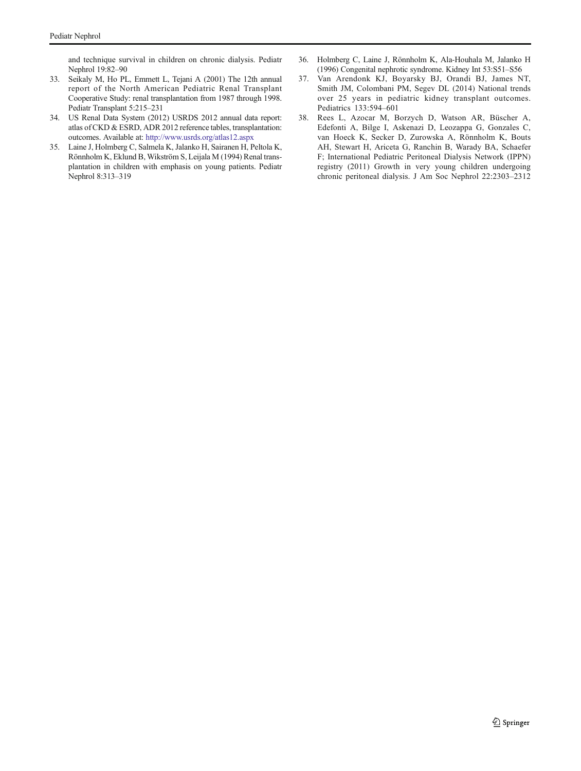and technique survival in children on chronic dialysis. Pediatr Nephrol 19:82–90

33. Seikaly M, Ho PL, Emmett L, Tejani A (2001) The 12th annual report of the North American Pediatric Renal Transplant Cooperative Study: renal transplantation from 1987 through 1998. Pediatr Transplant 5:215–231
34. US Renal Data System (2012) USRDS 2012 annual data report: atlas of CKD & ESRD, ADR 2012 reference tables, transplantation: outcomes. Available at: http://www.usrds.org/atlas12.aspx
35. Laine J, Holmberg C, Salmela K, Jalanko H, Sairanen H, Peltola K, Rönnholm K, Eklund B, Wikström S, Leijala M (1994) Renal transplantation in children with emphasis on young patients. Pediatr Nephrol 8:313–319
36. Holmberg C, Laine J, Rönnholm K, Ala-Houhala M, Jalanko H (1996) Congenital nephrotic syndrome. Kidney Int 53:S51–S56
37. Van Arendonk KJ, Boyarsky BJ, Orandi BJ, James NT, Smith JM, Colombani PM, Segev DL (2014) National trends over 25 years in pediatric kidney transplant outcomes. Pediatrics 133:594–601
38. Rees L, Azocar M, Borzych D, Watson AR, Büscher A, Edefonti A, Bilge I, Askenazi D, Leozappa G, Gonzales C, van Hoeck K, Secker D, Zurowska A, Rönnholm K, Bouts AH, Stewart H, Ariceta G, Ranchin B, Warady BA, Schaefer F; International Pediatric Peritoneal Dialysis Network (IPPN) registry (2011) Growth in very young children undergoing chronic peritoneal dialysis. J Am Soc Nephrol 22:2303–2312